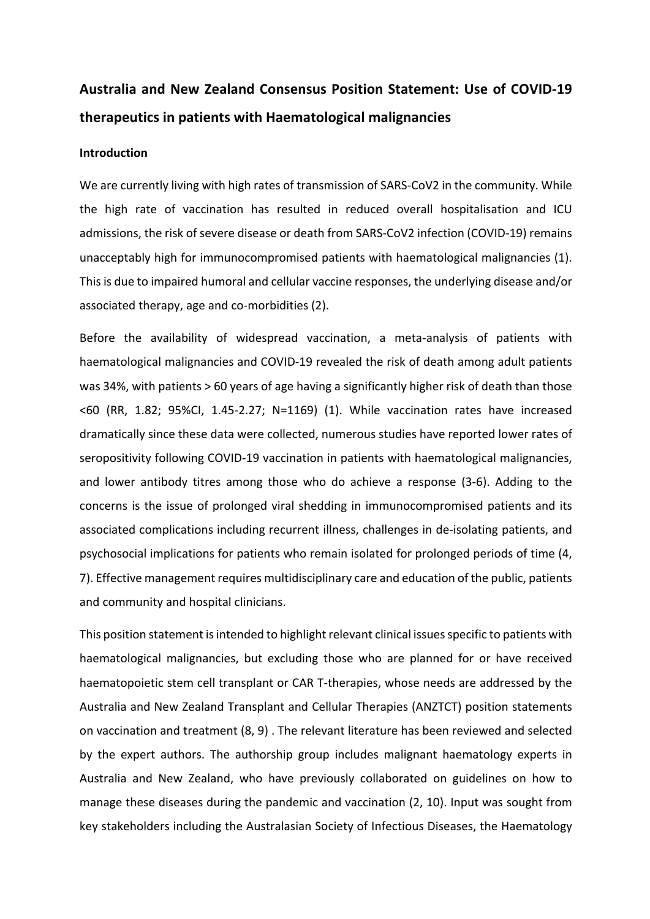# Australia and New Zealand Consensus Position Statement: Use of COVID-19 therapeutics in patients with Haematological malignancies

## Introduction

We are currently living with high rates of transmission of SARS-CoV2 in the community. While the high rate of vaccination has resulted in reduced overall hospitalisation and ICU admissions, the risk of severe disease or death from SARS-CoV2 infection (COVID-19) remains unacceptably high for immunocompromised patients with haematological malignancies (1). This is due to impaired humoral and cellular vaccine responses, the underlying disease and/or associated therapy, age and co-morbidities (2).

Before the availability of widespread vaccination, a meta-analysis of patients with haematological malignancies and COVID-19 revealed the risk of death among adult patients was 34%, with patients > 60 years of age having a significantly higher risk of death than those <60 (RR, 1.82; 95%CI, 1.45-2.27; N=1169) (1). While vaccination rates have increased dramatically since these data were collected, numerous studies have reported lower rates of seropositivity following COVID-19 vaccination in patients with haematological malignancies, and lower antibody titres among those who do achieve a response (3-6). Adding to the concerns is the issue of prolonged viral shedding in immunocompromised patients and its associated complications including recurrent illness, challenges in de-isolating patients, and psychosocial implications for patients who remain isolated for prolonged periods of time (4, 7). Effective management requires multidisciplinary care and education of the public, patients and community and hospital clinicians.

This position statement is intended to highlight relevant clinical issues specific to patients with haematological malignancies, but excluding those who are planned for or have received haematopoietic stem cell transplant or CAR T-therapies, whose needs are addressed by the Australia and New Zealand Transplant and Cellular Therapies (ANZTCT) position statements on vaccination and treatment (8, 9) . The relevant literature has been reviewed and selected by the expert authors. The authorship group includes malignant haematology experts in Australia and New Zealand, who have previously collaborated on guidelines on how to manage these diseases during the pandemic and vaccination (2, 10). Input was sought from key stakeholders including the Australasian Society of Infectious Diseases, the Haematology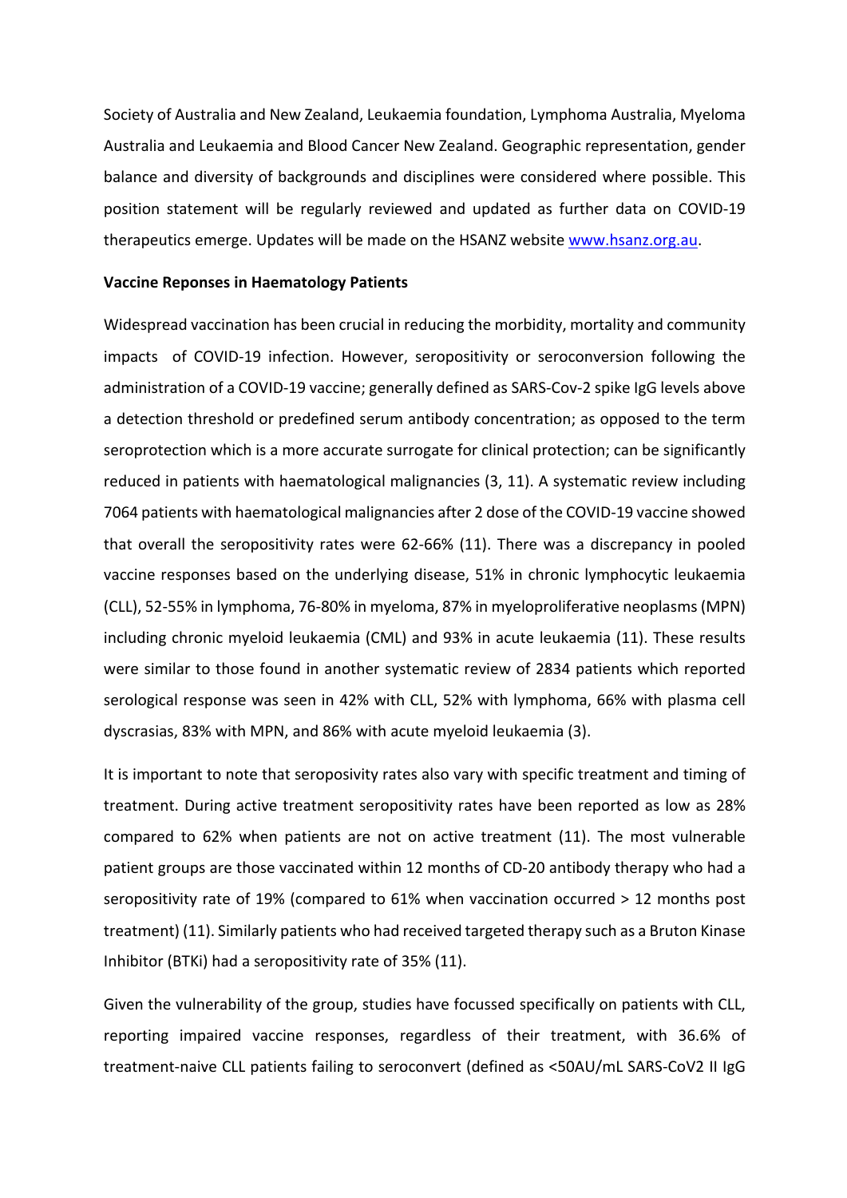Society of Australia and New Zealand, Leukaemia foundation, Lymphoma Australia, Myeloma Australia and Leukaemia and Blood Cancer New Zealand. Geographic representation, gender balance and diversity of backgrounds and disciplines were considered where possible. This position statement will be regularly reviewed and updated as further data on COVID-19 therapeutics emerge. Updates will be made on the HSANZ website [www.hsanz.org.au](www.hsanz.org.au).

**Vaccine Reponses in Haematology Patients**

Widespread vaccination has been crucial in reducing the morbidity, mortality and community impacts of COVID-19 infection. However, seropositivity or seroconversion following the administration of a COVID-19 vaccine; generally defined as SARS-Cov-2 spike IgG levels above a detection threshold or predefined serum antibody concentration; as opposed to the term seroprotection which is a more accurate surrogate for clinical protection; can be significantly reduced in patients with haematological malignancies (3, 11). A systematic review including 7064 patients with haematological malignancies after 2 dose of the COVID-19 vaccine showed that overall the seropositivity rates were 62-66% (11). There was a discrepancy in pooled vaccine responses based on the underlying disease, 51% in chronic lymphocytic leukaemia (CLL), 52-55% in lymphoma, 76-80% in myeloma, 87% in myeloproliferative neoplasms (MPN) including chronic myeloid leukaemia (CML) and 93% in acute leukaemia (11). These results were similar to those found in another systematic review of 2834 patients which reported serological response was seen in 42% with CLL, 52% with lymphoma, 66% with plasma cell dyscrasias, 83% with MPN, and 86% with acute myeloid leukaemia (3).

It is important to note that seroposivity rates also vary with specific treatment and timing of treatment. During active treatment seropositivity rates have been reported as low as 28% compared to 62% when patients are not on active treatment (11). The most vulnerable patient groups are those vaccinated within 12 months of CD-20 antibody therapy who had a seropositivity rate of 19% (compared to 61% when vaccination occurred > 12 months post treatment) (11). Similarly patients who had received targeted therapy such as a Bruton Kinase Inhibitor (BTKi) had a seropositivity rate of 35% (11).

Given the vulnerability of the group, studies have focussed specifically on patients with CLL, reporting impaired vaccine responses, regardless of their treatment, with 36.6% of treatment-naive CLL patients failing to seroconvert (defined as <50AU/mL SARS-CoV2 II IgG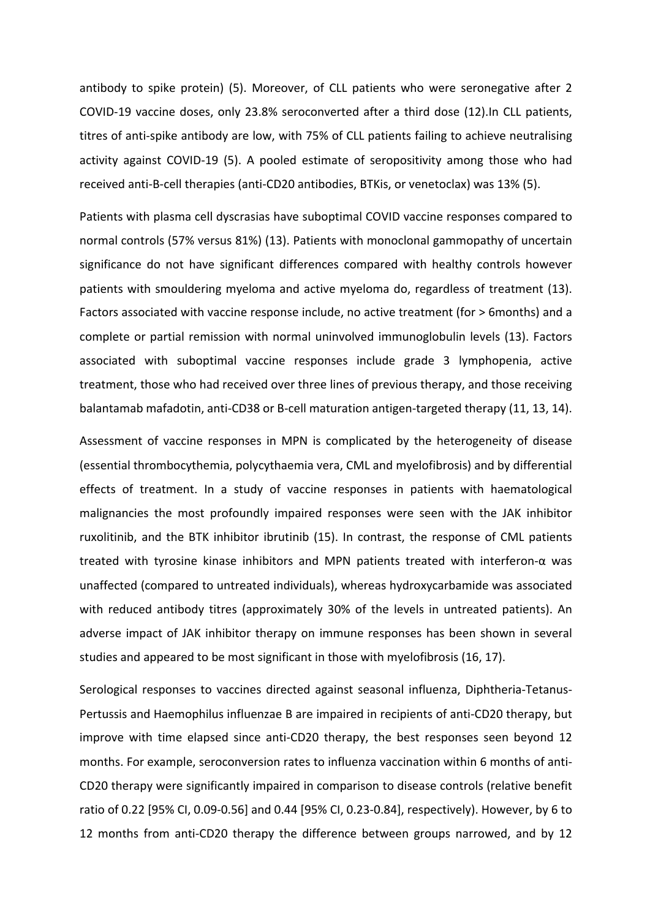antibody to spike protein) (5). Moreover, of CLL patients who were seronegative after 2 COVID-19 vaccine doses, only 23.8% seroconverted after a third dose (12).In CLL patients, titres of anti-spike antibody are low, with 75% of CLL patients failing to achieve neutralising activity against COVID-19 (5). A pooled estimate of seropositivity among those who had received anti-B-cell therapies (anti-CD20 antibodies, BTKis, or venetoclax) was 13% (5).

Patients with plasma cell dyscrasias have suboptimal COVID vaccine responses compared to normal controls (57% versus 81%) (13). Patients with monoclonal gammopathy of uncertain significance do not have significant differences compared with healthy controls however patients with smouldering myeloma and active myeloma do, regardless of treatment (13). Factors associated with vaccine response include, no active treatment (for > 6months) and a complete or partial remission with normal uninvolved immunoglobulin levels (13). Factors associated with suboptimal vaccine responses include grade 3 lymphopenia, active treatment, those who had received over three lines of previous therapy, and those receiving balantamab mafadotin, anti-CD38 or B-cell maturation antigen-targeted therapy (11, 13, 14).

Assessment of vaccine responses in MPN is complicated by the heterogeneity of disease (essential thrombocythemia, polycythaemia vera, CML and myelofibrosis) and by differential effects of treatment. In a study of vaccine responses in patients with haematological malignancies the most profoundly impaired responses were seen with the JAK inhibitor ruxolitinib, and the BTK inhibitor ibrutinib (15). In contrast, the response of CML patients treated with tyrosine kinase inhibitors and MPN patients treated with interferon-α was unaffected (compared to untreated individuals), whereas hydroxycarbamide was associated with reduced antibody titres (approximately 30% of the levels in untreated patients). An adverse impact of JAK inhibitor therapy on immune responses has been shown in several studies and appeared to be most significant in those with myelofibrosis (16, 17).

Serological responses to vaccines directed against seasonal influenza, Diphtheria-Tetanus-Pertussis and Haemophilus influenzae B are impaired in recipients of anti-CD20 therapy, but improve with time elapsed since anti-CD20 therapy, the best responses seen beyond 12 months. For example, seroconversion rates to influenza vaccination within 6 months of anti-CD20 therapy were significantly impaired in comparison to disease controls (relative benefit ratio of 0.22 [95% CI, 0.09-0.56] and 0.44 [95% CI, 0.23-0.84], respectively). However, by 6 to 12 months from anti-CD20 therapy the difference between groups narrowed, and by 12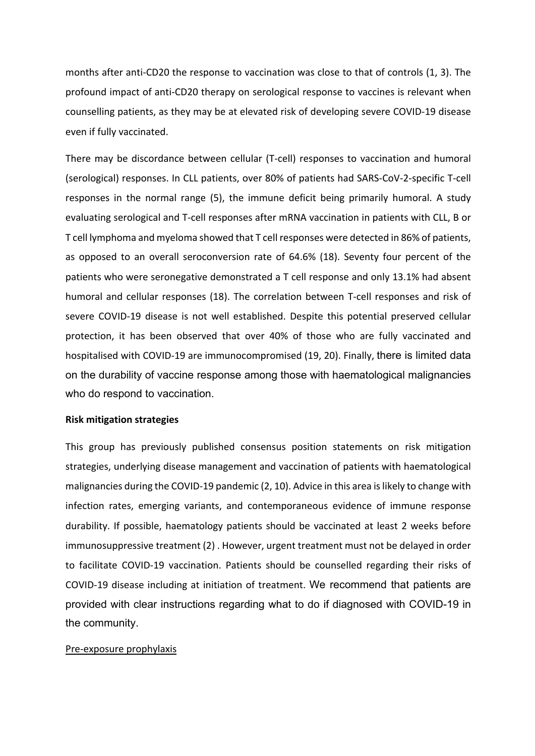months after anti-CD20 the response to vaccination was close to that of controls (1, 3). The profound impact of anti-CD20 therapy on serological response to vaccines is relevant when counselling patients, as they may be at elevated risk of developing severe COVID-19 disease even if fully vaccinated.

There may be discordance between cellular (T-cell) responses to vaccination and humoral (serological) responses. In CLL patients, over 80% of patients had SARS-CoV-2-specific T-cell responses in the normal range (5), the immune deficit being primarily humoral. A study evaluating serological and T-cell responses after mRNA vaccination in patients with CLL, B or T cell lymphoma and myeloma showed that T cell responses were detected in 86% of patients, as opposed to an overall seroconversion rate of 64.6% (18). Seventy four percent of the patients who were seronegative demonstrated a T cell response and only 13.1% had absent humoral and cellular responses (18). The correlation between T-cell responses and risk of severe COVID-19 disease is not well established. Despite this potential preserved cellular protection, it has been observed that over 40% of those who are fully vaccinated and hospitalised with COVID-19 are immunocompromised (19, 20). Finally, there is limited data on the durability of vaccine response among those with haematological malignancies who do respond to vaccination.

**Risk mitigation strategies**

This group has previously published consensus position statements on risk mitigation strategies, underlying disease management and vaccination of patients with haematological malignancies during the COVID-19 pandemic (2, 10). Advice in this area is likely to change with infection rates, emerging variants, and contemporaneous evidence of immune response durability. If possible, haematology patients should be vaccinated at least 2 weeks before immunosuppressive treatment (2) . However, urgent treatment must not be delayed in order to facilitate COVID-19 vaccination. Patients should be counselled regarding their risks of COVID-19 disease including at initiation of treatment. We recommend that patients are provided with clear instructions regarding what to do if diagnosed with COVID-19 in the community.

Pre-exposure prophylaxis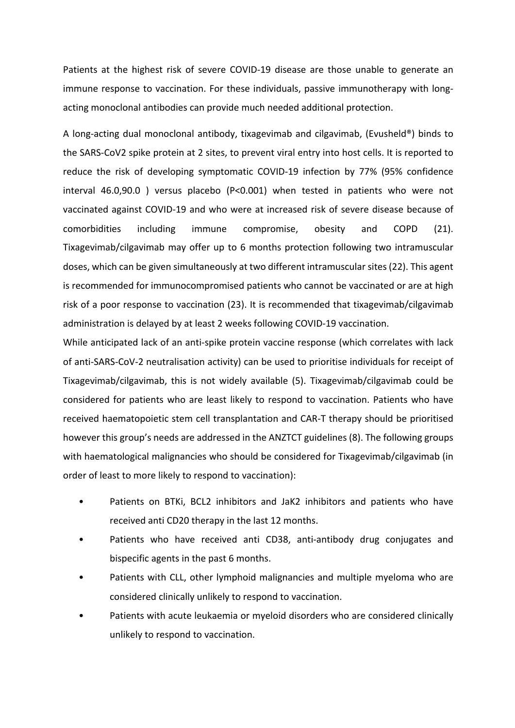Patients at the highest risk of severe COVID-19 disease are those unable to generate an immune response to vaccination. For these individuals, passive immunotherapy with long-acting monoclonal antibodies can provide much needed additional protection.

A long-acting dual monoclonal antibody, tixagevimab and cilgavimab, (Evusheld®) binds to the SARS-CoV2 spike protein at 2 sites, to prevent viral entry into host cells. It is reported to reduce the risk of developing symptomatic COVID-19 infection by 77% (95% confidence interval 46.0,90.0 ) versus placebo (P<0.001) when tested in patients who were not vaccinated against COVID-19 and who were at increased risk of severe disease because of comorbidities including immune compromise, obesity and COPD (21). Tixagevimab/cilgavimab may offer up to 6 months protection following two intramuscular doses, which can be given simultaneously at two different intramuscular sites (22). This agent is recommended for immunocompromised patients who cannot be vaccinated or are at high risk of a poor response to vaccination (23). It is recommended that tixagevimab/cilgavimab administration is delayed by at least 2 weeks following COVID-19 vaccination.

While anticipated lack of an anti-spike protein vaccine response (which correlates with lack of anti-SARS-CoV-2 neutralisation activity) can be used to prioritise individuals for receipt of Tixagevimab/cilgavimab, this is not widely available (5). Tixagevimab/cilgavimab could be considered for patients who are least likely to respond to vaccination. Patients who have received haematopoietic stem cell transplantation and CAR-T therapy should be prioritised however this group's needs are addressed in the ANZTCT guidelines (8). The following groups with haematological malignancies who should be considered for Tixagevimab/cilgavimab (in order of least to more likely to respond to vaccination):

- Patients on BTKi, BCL2 inhibitors and JaK2 inhibitors and patients who have received anti CD20 therapy in the last 12 months.
- Patients who have received anti CD38, anti-antibody drug conjugates and bispecific agents in the past 6 months.
- Patients with CLL, other lymphoid malignancies and multiple myeloma who are considered clinically unlikely to respond to vaccination.
- Patients with acute leukaemia or myeloid disorders who are considered clinically unlikely to respond to vaccination.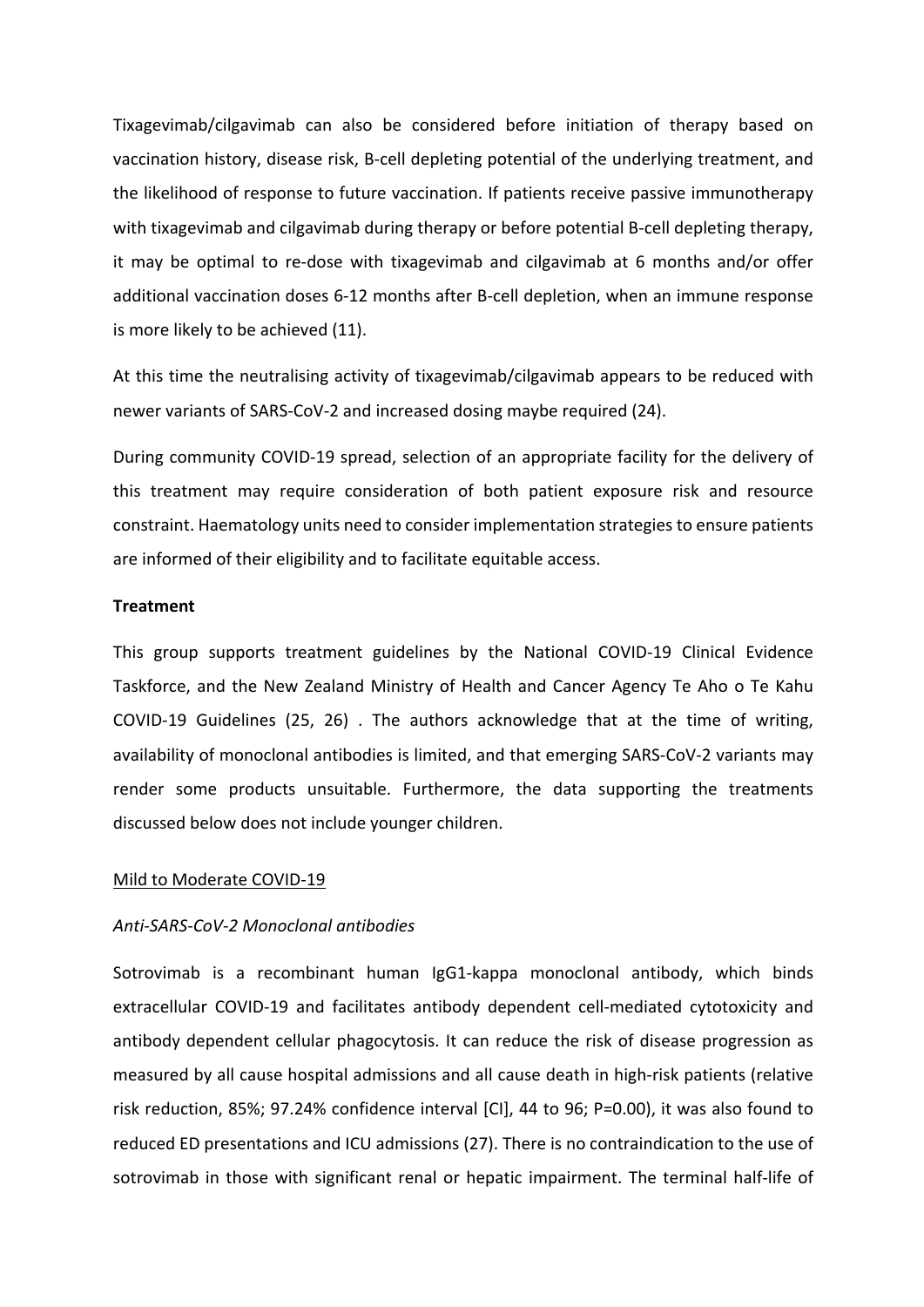Tixagevimab/cilgavimab can also be considered before initiation of therapy based on vaccination history, disease risk, B-cell depleting potential of the underlying treatment, and the likelihood of response to future vaccination. If patients receive passive immunotherapy with tixagevimab and cilgavimab during therapy or before potential B-cell depleting therapy, it may be optimal to re-dose with tixagevimab and cilgavimab at 6 months and/or offer additional vaccination doses 6-12 months after B-cell depletion, when an immune response is more likely to be achieved (11).

At this time the neutralising activity of tixagevimab/cilgavimab appears to be reduced with newer variants of SARS-CoV-2 and increased dosing maybe required (24).

During community COVID-19 spread, selection of an appropriate facility for the delivery of this treatment may require consideration of both patient exposure risk and resource constraint. Haematology units need to consider implementation strategies to ensure patients are informed of their eligibility and to facilitate equitable access.

**Treatment**

This group supports treatment guidelines by the National COVID-19 Clinical Evidence Taskforce, and the New Zealand Ministry of Health and Cancer Agency Te Aho o Te Kahu COVID-19 Guidelines (25, 26) . The authors acknowledge that at the time of writing, availability of monoclonal antibodies is limited, and that emerging SARS-CoV-2 variants may render some products unsuitable. Furthermore, the data supporting the treatments discussed below does not include younger children.

<u>Mild to Moderate COVID-19</u>

*Anti-SARS-CoV-2 Monoclonal antibodies*

Sotrovimab is a recombinant human IgG1-kappa monoclonal antibody, which binds extracellular COVID-19 and facilitates antibody dependent cell-mediated cytotoxicity and antibody dependent cellular phagocytosis. It can reduce the risk of disease progression as measured by all cause hospital admissions and all cause death in high-risk patients (relative risk reduction, 85%; 97.24% confidence interval [CI], 44 to 96; P=0.00), it was also found to reduced ED presentations and ICU admissions (27). There is no contraindication to the use of sotrovimab in those with significant renal or hepatic impairment. The terminal half-life of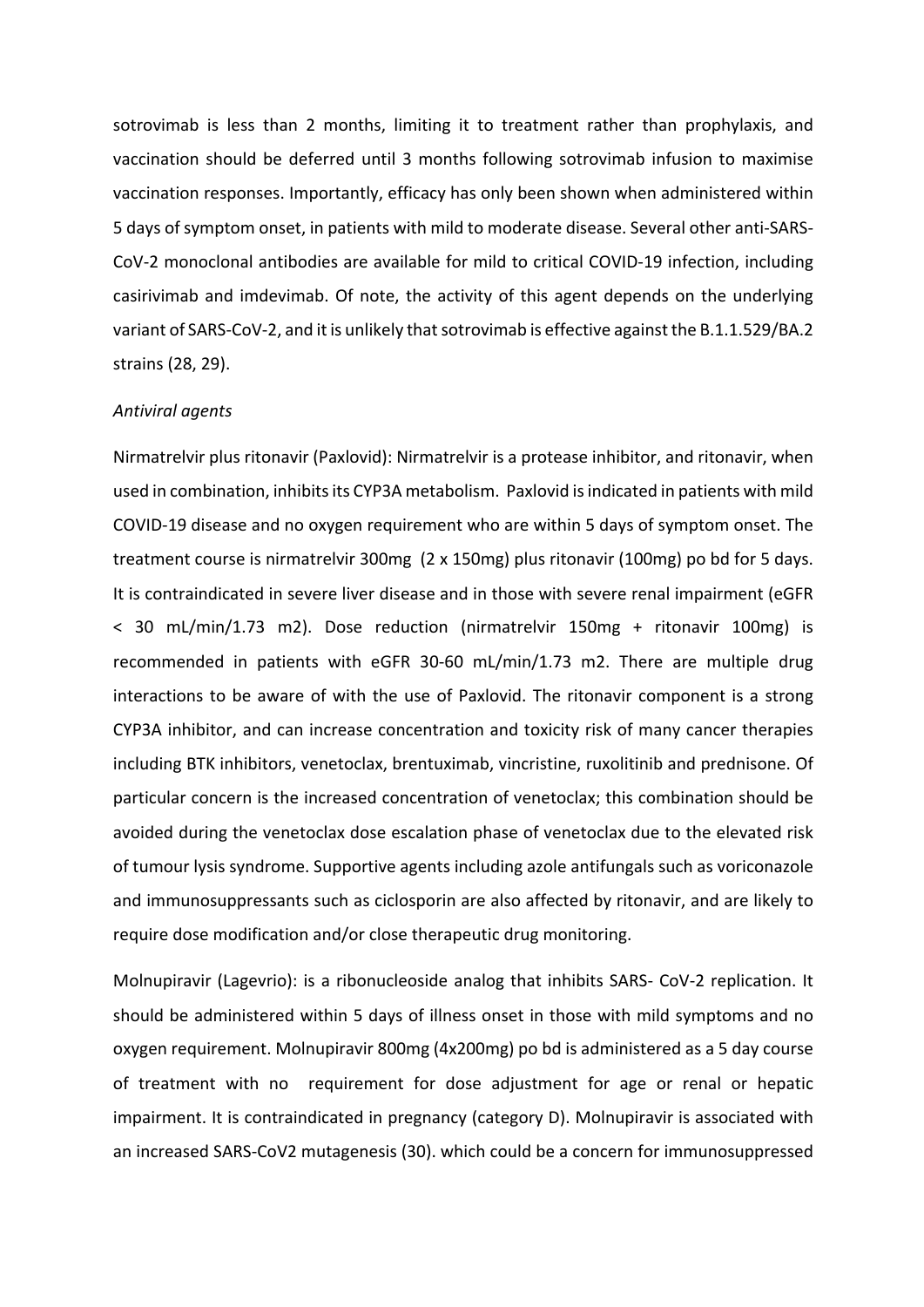sotrovimab is less than 2 months, limiting it to treatment rather than prophylaxis, and vaccination should be deferred until 3 months following sotrovimab infusion to maximise vaccination responses. Importantly, efficacy has only been shown when administered within 5 days of symptom onset, in patients with mild to moderate disease. Several other anti-SARS-CoV-2 monoclonal antibodies are available for mild to critical COVID-19 infection, including casirivimab and imdevimab. Of note, the activity of this agent depends on the underlying variant of SARS-CoV-2, and it is unlikely that sotrovimab is effective against the B.1.1.529/BA.2 strains (28, 29).

*Antiviral agents*

Nirmatrelvir plus ritonavir (Paxlovid): Nirmatrelvir is a protease inhibitor, and ritonavir, when used in combination, inhibits its CYP3A metabolism. Paxlovid is indicated in patients with mild COVID-19 disease and no oxygen requirement who are within 5 days of symptom onset. The treatment course is nirmatrelvir 300mg (2 x 150mg) plus ritonavir (100mg) po bd for 5 days. It is contraindicated in severe liver disease and in those with severe renal impairment (eGFR < 30 mL/min/1.73 m2). Dose reduction (nirmatrelvir 150mg + ritonavir 100mg) is recommended in patients with eGFR 30-60 mL/min/1.73 m2. There are multiple drug interactions to be aware of with the use of Paxlovid. The ritonavir component is a strong CYP3A inhibitor, and can increase concentration and toxicity risk of many cancer therapies including BTK inhibitors, venetoclax, brentuximab, vincristine, ruxolitinib and prednisone. Of particular concern is the increased concentration of venetoclax; this combination should be avoided during the venetoclax dose escalation phase of venetoclax due to the elevated risk of tumour lysis syndrome. Supportive agents including azole antifungals such as voriconazole and immunosuppressants such as ciclosporin are also affected by ritonavir, and are likely to require dose modification and/or close therapeutic drug monitoring.

Molnupiravir (Lagevrio): is a ribonucleoside analog that inhibits SARS- CoV-2 replication. It should be administered within 5 days of illness onset in those with mild symptoms and no oxygen requirement. Molnupiravir 800mg (4x200mg) po bd is administered as a 5 day course of treatment with no requirement for dose adjustment for age or renal or hepatic impairment. It is contraindicated in pregnancy (category D). Molnupiravir is associated with an increased SARS-CoV2 mutagenesis (30). which could be a concern for immunosuppressed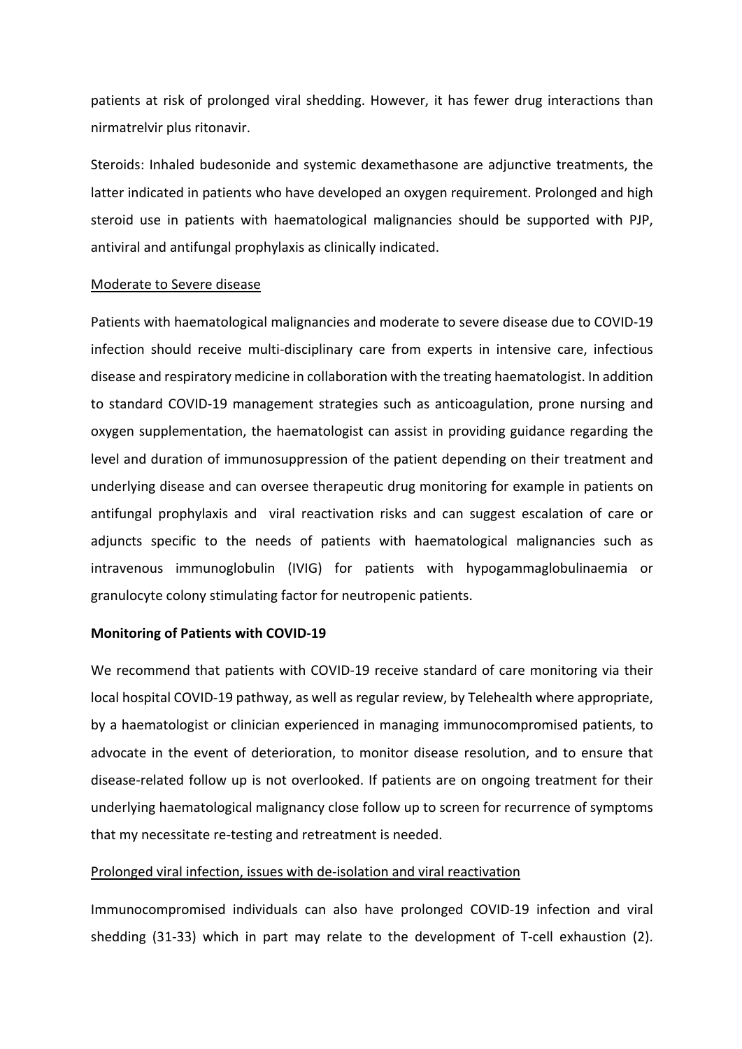patients at risk of prolonged viral shedding. However, it has fewer drug interactions than nirmatrelvir plus ritonavir.

Steroids: Inhaled budesonide and systemic dexamethasone are adjunctive treatments, the latter indicated in patients who have developed an oxygen requirement. Prolonged and high steroid use in patients with haematological malignancies should be supported with PJP, antiviral and antifungal prophylaxis as clinically indicated.

Moderate to Severe disease

Patients with haematological malignancies and moderate to severe disease due to COVID-19 infection should receive multi-disciplinary care from experts in intensive care, infectious disease and respiratory medicine in collaboration with the treating haematologist. In addition to standard COVID-19 management strategies such as anticoagulation, prone nursing and oxygen supplementation, the haematologist can assist in providing guidance regarding the level and duration of immunosuppression of the patient depending on their treatment and underlying disease and can oversee therapeutic drug monitoring for example in patients on antifungal prophylaxis and viral reactivation risks and can suggest escalation of care or adjuncts specific to the needs of patients with haematological malignancies such as intravenous immunoglobulin (IVIG) for patients with hypogammaglobulinaemia or granulocyte colony stimulating factor for neutropenic patients.

**Monitoring of Patients with COVID-19**

We recommend that patients with COVID-19 receive standard of care monitoring via their local hospital COVID-19 pathway, as well as regular review, by Telehealth where appropriate, by a haematologist or clinician experienced in managing immunocompromised patients, to advocate in the event of deterioration, to monitor disease resolution, and to ensure that disease-related follow up is not overlooked. If patients are on ongoing treatment for their underlying haematological malignancy close follow up to screen for recurrence of symptoms that my necessitate re-testing and retreatment is needed.

Prolonged viral infection, issues with de-isolation and viral reactivation

Immunocompromised individuals can also have prolonged COVID-19 infection and viral shedding (31-33) which in part may relate to the development of T-cell exhaustion (2).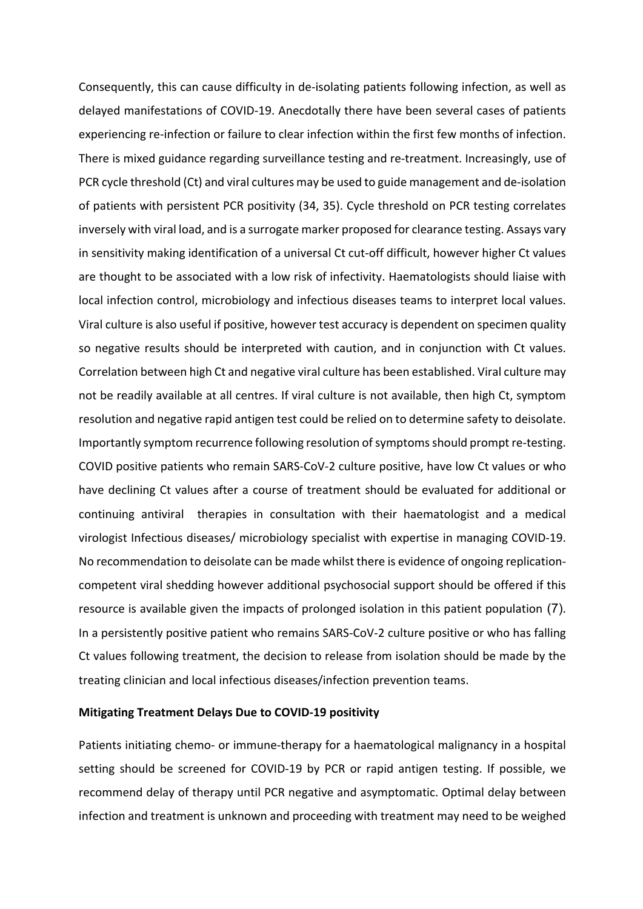Consequently, this can cause difficulty in de-isolating patients following infection, as well as delayed manifestations of COVID-19. Anecdotally there have been several cases of patients experiencing re-infection or failure to clear infection within the first few months of infection. There is mixed guidance regarding surveillance testing and re-treatment. Increasingly, use of PCR cycle threshold (Ct) and viral cultures may be used to guide management and de-isolation of patients with persistent PCR positivity (34, 35). Cycle threshold on PCR testing correlates inversely with viral load, and is a surrogate marker proposed for clearance testing. Assays vary in sensitivity making identification of a universal Ct cut-off difficult, however higher Ct values are thought to be associated with a low risk of infectivity. Haematologists should liaise with local infection control, microbiology and infectious diseases teams to interpret local values. Viral culture is also useful if positive, however test accuracy is dependent on specimen quality so negative results should be interpreted with caution, and in conjunction with Ct values. Correlation between high Ct and negative viral culture has been established. Viral culture may not be readily available at all centres. If viral culture is not available, then high Ct, symptom resolution and negative rapid antigen test could be relied on to determine safety to deisolate. Importantly symptom recurrence following resolution of symptoms should prompt re-testing. COVID positive patients who remain SARS-CoV-2 culture positive, have low Ct values or who have declining Ct values after a course of treatment should be evaluated for additional or continuing antiviral therapies in consultation with their haematologist and a medical virologist Infectious diseases/ microbiology specialist with expertise in managing COVID-19. No recommendation to deisolate can be made whilst there is evidence of ongoing replication-competent viral shedding however additional psychosocial support should be offered if this resource is available given the impacts of prolonged isolation in this patient population (7). In a persistently positive patient who remains SARS-CoV-2 culture positive or who has falling Ct values following treatment, the decision to release from isolation should be made by the treating clinician and local infectious diseases/infection prevention teams.

**Mitigating Treatment Delays Due to COVID-19 positivity**

Patients initiating chemo- or immune-therapy for a haematological malignancy in a hospital setting should be screened for COVID-19 by PCR or rapid antigen testing. If possible, we recommend delay of therapy until PCR negative and asymptomatic. Optimal delay between infection and treatment is unknown and proceeding with treatment may need to be weighed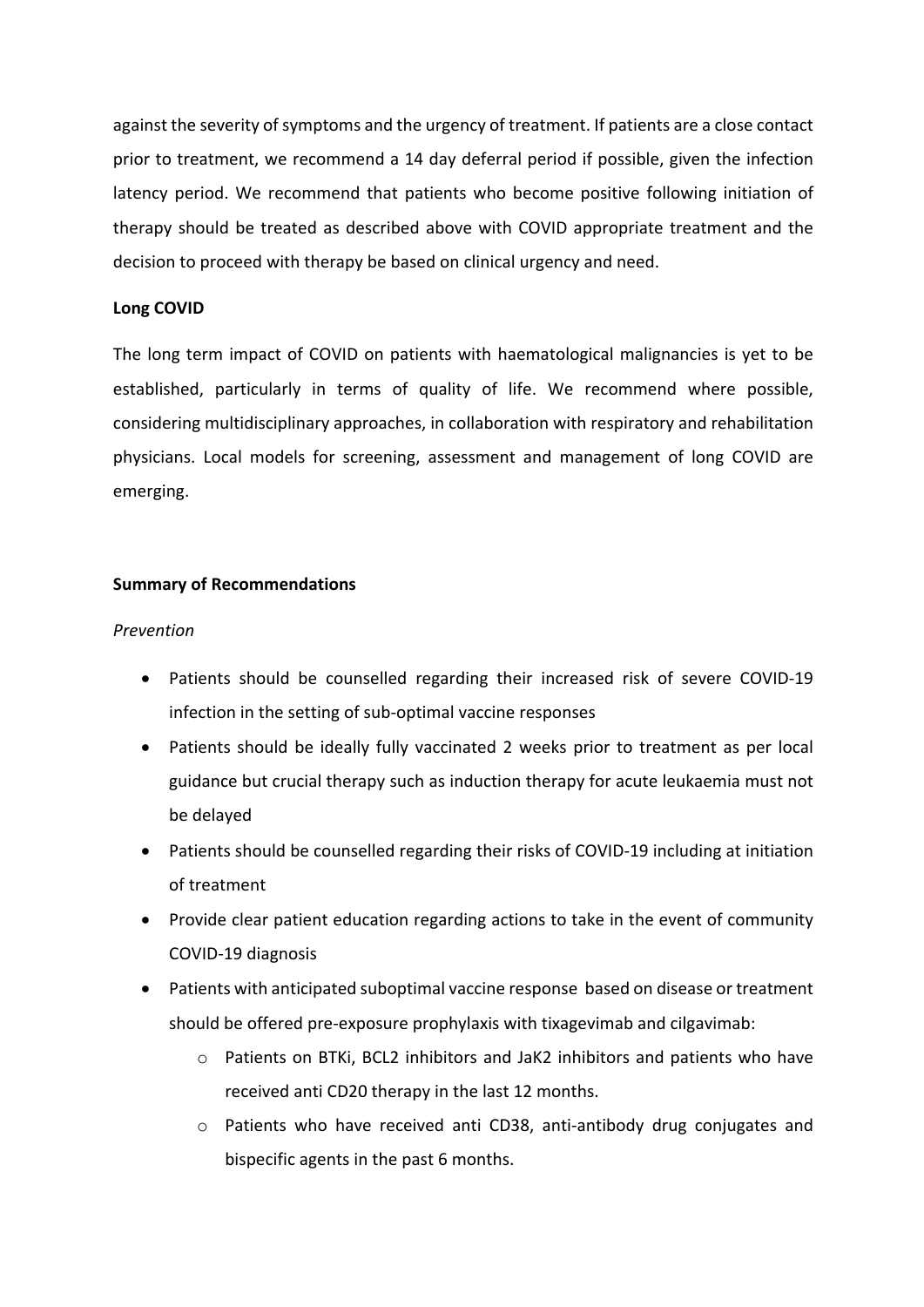against the severity of symptoms and the urgency of treatment. If patients are a close contact prior to treatment, we recommend a 14 day deferral period if possible, given the infection latency period. We recommend that patients who become positive following initiation of therapy should be treated as described above with COVID appropriate treatment and the decision to proceed with therapy be based on clinical urgency and need.

**Long COVID**

The long term impact of COVID on patients with haematological malignancies is yet to be established, particularly in terms of quality of life. We recommend where possible, considering multidisciplinary approaches, in collaboration with respiratory and rehabilitation physicians. Local models for screening, assessment and management of long COVID are emerging.

**Summary of Recommendations**

*Prevention*

- Patients should be counselled regarding their increased risk of severe COVID-19 infection in the setting of sub-optimal vaccine responses
- Patients should be ideally fully vaccinated 2 weeks prior to treatment as per local guidance but crucial therapy such as induction therapy for acute leukaemia must not be delayed
- Patients should be counselled regarding their risks of COVID-19 including at initiation of treatment
- Provide clear patient education regarding actions to take in the event of community COVID-19 diagnosis
- Patients with anticipated suboptimal vaccine response based on disease or treatment should be offered pre-exposure prophylaxis with tixagevimab and cilgavimab:
    - Patients on BTKi, BCL2 inhibitors and JaK2 inhibitors and patients who have received anti CD20 therapy in the last 12 months.
    - Patients who have received anti CD38, anti-antibody drug conjugates and bispecific agents in the past 6 months.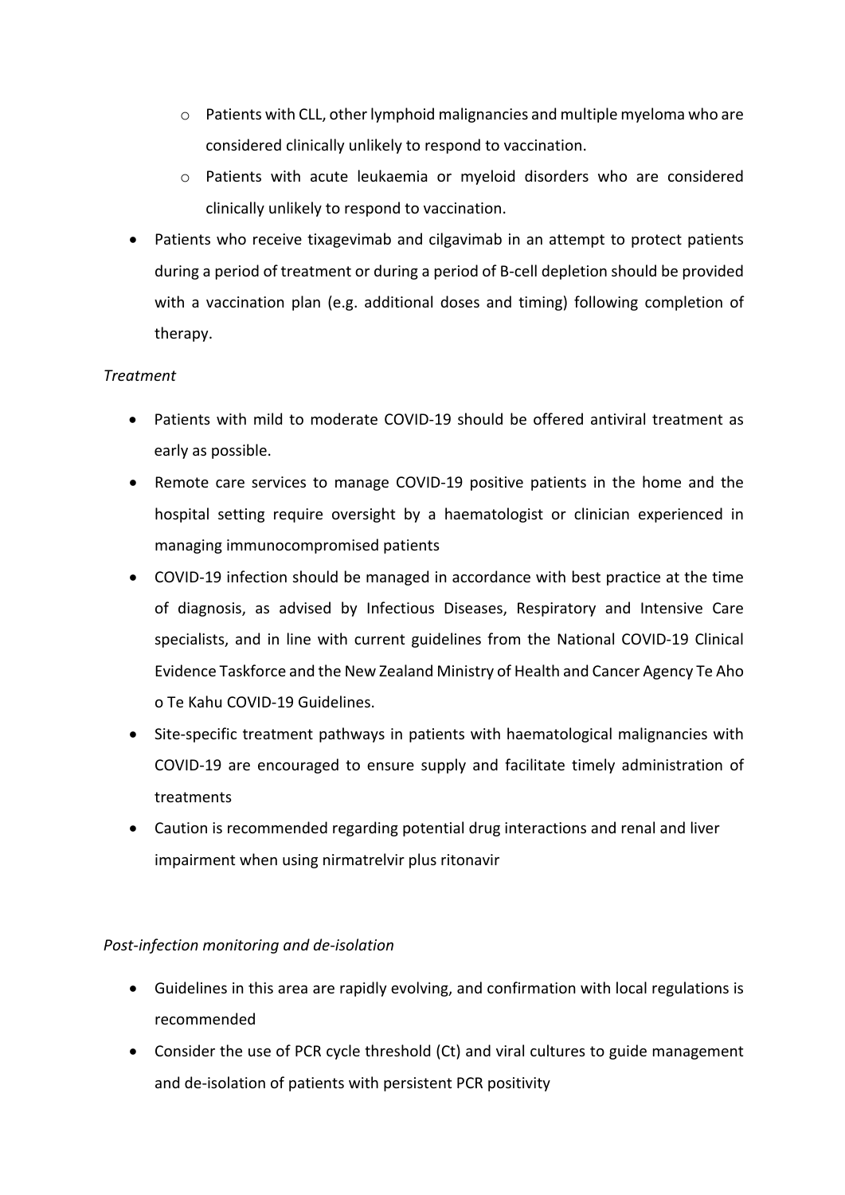- Patients with CLL, other lymphoid malignancies and multiple myeloma who are considered clinically unlikely to respond to vaccination.
    - Patients with acute leukaemia or myeloid disorders who are considered clinically unlikely to respond to vaccination.
- Patients who receive tixagevimab and cilgavimab in an attempt to protect patients during a period of treatment or during a period of B-cell depletion should be provided with a vaccination plan (e.g. additional doses and timing) following completion of therapy.

*Treatment*

- Patients with mild to moderate COVID-19 should be offered antiviral treatment as early as possible.
- Remote care services to manage COVID-19 positive patients in the home and the hospital setting require oversight by a haematologist or clinician experienced in managing immunocompromised patients
- COVID-19 infection should be managed in accordance with best practice at the time of diagnosis, as advised by Infectious Diseases, Respiratory and Intensive Care specialists, and in line with current guidelines from the National COVID-19 Clinical Evidence Taskforce and the New Zealand Ministry of Health and Cancer Agency Te Aho o Te Kahu COVID-19 Guidelines.
- Site-specific treatment pathways in patients with haematological malignancies with COVID-19 are encouraged to ensure supply and facilitate timely administration of treatments
- Caution is recommended regarding potential drug interactions and renal and liver impairment when using nirmatrelvir plus ritonavir

*Post-infection monitoring and de-isolation*

- Guidelines in this area are rapidly evolving, and confirmation with local regulations is recommended
- Consider the use of PCR cycle threshold (Ct) and viral cultures to guide management and de-isolation of patients with persistent PCR positivity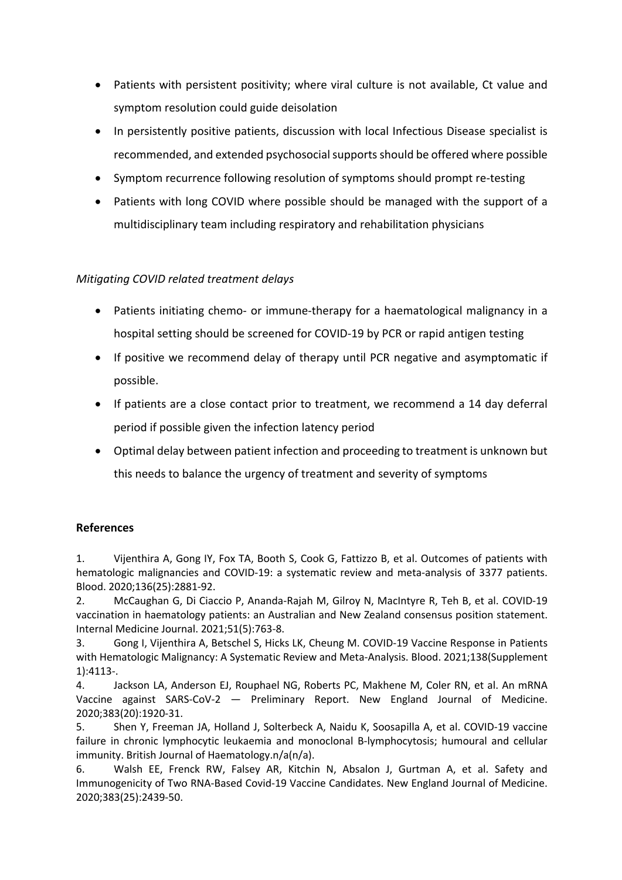- Patients with persistent positivity; where viral culture is not available, Ct value and symptom resolution could guide deisolation
- In persistently positive patients, discussion with local Infectious Disease specialist is recommended, and extended psychosocial supports should be offered where possible
- Symptom recurrence following resolution of symptoms should prompt re-testing
- Patients with long COVID where possible should be managed with the support of a multidisciplinary team including respiratory and rehabilitation physicians

*Mitigating COVID related treatment delays*

- Patients initiating chemo- or immune-therapy for a haematological malignancy in a hospital setting should be screened for COVID-19 by PCR or rapid antigen testing
- If positive we recommend delay of therapy until PCR negative and asymptomatic if possible.
- If patients are a close contact prior to treatment, we recommend a 14 day deferral period if possible given the infection latency period
- Optimal delay between patient infection and proceeding to treatment is unknown but this needs to balance the urgency of treatment and severity of symptoms

## References

1. Vijenthira A, Gong IY, Fox TA, Booth S, Cook G, Fattizzo B, et al. Outcomes of patients with hematologic malignancies and COVID-19: a systematic review and meta-analysis of 3377 patients. Blood. 2020;136(25):2881-92.
2. McCaughan G, Di Ciaccio P, Ananda-Rajah M, Gilroy N, MacIntyre R, Teh B, et al. COVID-19 vaccination in haematology patients: an Australian and New Zealand consensus position statement. Internal Medicine Journal. 2021;51(5):763-8.
3. Gong I, Vijenthira A, Betschel S, Hicks LK, Cheung M. COVID-19 Vaccine Response in Patients with Hematologic Malignancy: A Systematic Review and Meta-Analysis. Blood. 2021;138(Supplement 1):4113-.
4. Jackson LA, Anderson EJ, Rouphael NG, Roberts PC, Makhene M, Coler RN, et al. An mRNA Vaccine against SARS-CoV-2 — Preliminary Report. New England Journal of Medicine. 2020;383(20):1920-31.
5. Shen Y, Freeman JA, Holland J, Solterbeck A, Naidu K, Soosapilla A, et al. COVID-19 vaccine failure in chronic lymphocytic leukaemia and monoclonal B-lymphocytosis; humoural and cellular immunity. British Journal of Haematology.n/a(n/a).
6. Walsh EE, Frenck RW, Falsey AR, Kitchin N, Absalon J, Gurtman A, et al. Safety and Immunogenicity of Two RNA-Based Covid-19 Vaccine Candidates. New England Journal of Medicine. 2020;383(25):2439-50.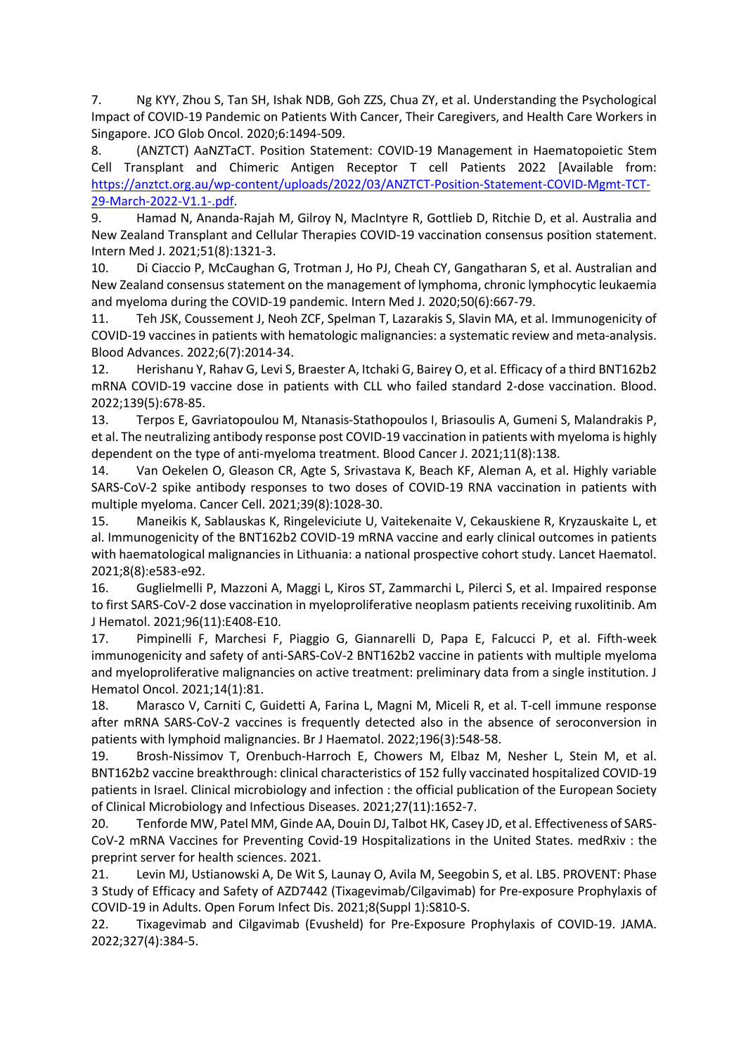7. Ng KYY, Zhou S, Tan SH, Ishak NDB, Goh ZZS, Chua ZY, et al. Understanding the Psychological Impact of COVID-19 Pandemic on Patients With Cancer, Their Caregivers, and Health Care Workers in Singapore. JCO Glob Oncol. 2020;6:1494-509.

8. (ANZTCT) AaNZTaCT. Position Statement: COVID-19 Management in Haematopoietic Stem Cell Transplant and Chimeric Antigen Receptor T cell Patients 2022 [Available from: https://anztct.org.au/wp-content/uploads/2022/03/ANZTCT-Position-Statement-COVID-Mgmt-TCT-29-March-2022-V1.1-.pdf.

9. Hamad N, Ananda-Rajah M, Gilroy N, MacIntyre R, Gottlieb D, Ritchie D, et al. Australia and New Zealand Transplant and Cellular Therapies COVID-19 vaccination consensus position statement. Intern Med J. 2021;51(8):1321-3.

10. Di Ciaccio P, McCaughan G, Trotman J, Ho PJ, Cheah CY, Gangatharan S, et al. Australian and New Zealand consensus statement on the management of lymphoma, chronic lymphocytic leukaemia and myeloma during the COVID-19 pandemic. Intern Med J. 2020;50(6):667-79.

11. Teh JSK, Coussement J, Neoh ZCF, Spelman T, Lazarakis S, Slavin MA, et al. Immunogenicity of COVID-19 vaccines in patients with hematologic malignancies: a systematic review and meta-analysis. Blood Advances. 2022;6(7):2014-34.

12. Herishanu Y, Rahav G, Levi S, Braester A, Itchaki G, Bairey O, et al. Efficacy of a third BNT162b2 mRNA COVID-19 vaccine dose in patients with CLL who failed standard 2-dose vaccination. Blood. 2022;139(5):678-85.

13. Terpos E, Gavriatopoulou M, Ntanasis-Stathopoulos I, Briasoulis A, Gumeni S, Malandrakis P, et al. The neutralizing antibody response post COVID-19 vaccination in patients with myeloma is highly dependent on the type of anti-myeloma treatment. Blood Cancer J. 2021;11(8):138.

14. Van Oekelen O, Gleason CR, Agte S, Srivastava K, Beach KF, Aleman A, et al. Highly variable SARS-CoV-2 spike antibody responses to two doses of COVID-19 RNA vaccination in patients with multiple myeloma. Cancer Cell. 2021;39(8):1028-30.

15. Maneikis K, Sablauskas K, Ringeleviciute U, Vaitekenaite V, Cekauskiene R, Kryzauskaite L, et al. Immunogenicity of the BNT162b2 COVID-19 mRNA vaccine and early clinical outcomes in patients with haematological malignancies in Lithuania: a national prospective cohort study. Lancet Haematol. 2021;8(8):e583-e92.

16. Guglielmelli P, Mazzoni A, Maggi L, Kiros ST, Zammarchi L, Pilerci S, et al. Impaired response to first SARS-CoV-2 dose vaccination in myeloproliferative neoplasm patients receiving ruxolitinib. Am J Hematol. 2021;96(11):E408-E10.

17. Pimpinelli F, Marchesi F, Piaggio G, Giannarelli D, Papa E, Falcucci P, et al. Fifth-week immunogenicity and safety of anti-SARS-CoV-2 BNT162b2 vaccine in patients with multiple myeloma and myeloproliferative malignancies on active treatment: preliminary data from a single institution. J Hematol Oncol. 2021;14(1):81.

18. Marasco V, Carniti C, Guidetti A, Farina L, Magni M, Miceli R, et al. T-cell immune response after mRNA SARS-CoV-2 vaccines is frequently detected also in the absence of seroconversion in patients with lymphoid malignancies. Br J Haematol. 2022;196(3):548-58.

19. Brosh-Nissimov T, Orenbuch-Harroch E, Chowers M, Elbaz M, Nesher L, Stein M, et al. BNT162b2 vaccine breakthrough: clinical characteristics of 152 fully vaccinated hospitalized COVID-19 patients in Israel. Clinical microbiology and infection : the official publication of the European Society of Clinical Microbiology and Infectious Diseases. 2021;27(11):1652-7.

20. Tenforde MW, Patel MM, Ginde AA, Douin DJ, Talbot HK, Casey JD, et al. Effectiveness of SARS-CoV-2 mRNA Vaccines for Preventing Covid-19 Hospitalizations in the United States. medRxiv : the preprint server for health sciences. 2021.

21. Levin MJ, Ustianowski A, De Wit S, Launay O, Avila M, Seegobin S, et al. LB5. PROVENT: Phase 3 Study of Efficacy and Safety of AZD7442 (Tixagevimab/Cilgavimab) for Pre-exposure Prophylaxis of COVID-19 in Adults. Open Forum Infect Dis. 2021;8(Suppl 1):S810-S.

22. Tixagevimab and Cilgavimab (Evusheld) for Pre-Exposure Prophylaxis of COVID-19. JAMA. 2022;327(4):384-5.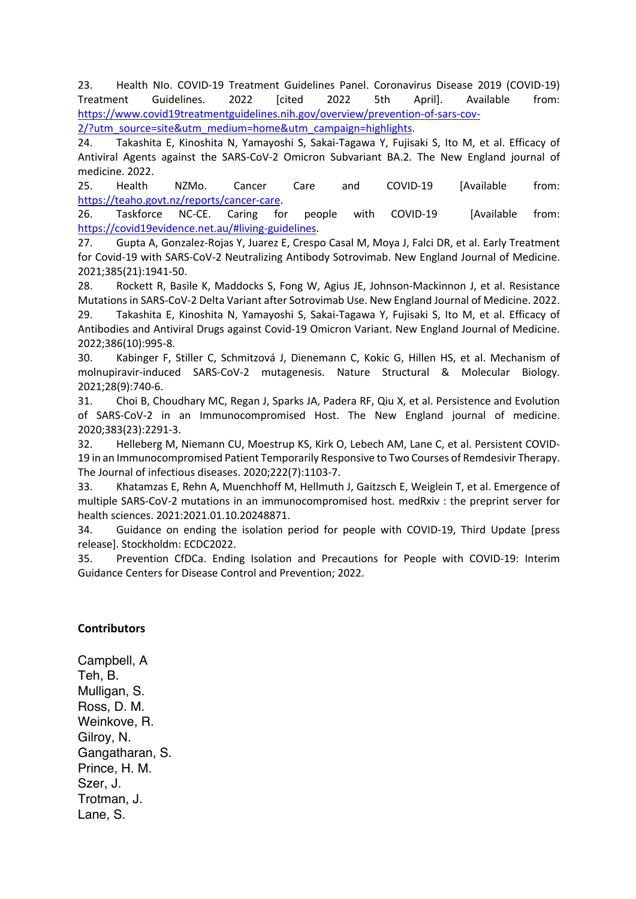23. Health NIo. COVID-19 Treatment Guidelines Panel. Coronavirus Disease 2019 (COVID-19) Treatment Guidelines. 2022 [cited 2022 5th April]. Available from: https://www.covid19treatmentguidelines.nih.gov/overview/prevention-of-sars-cov-2/?utm_source=site&utm_medium=home&utm_campaign=highlights.

24. Takashita E, Kinoshita N, Yamayoshi S, Sakai-Tagawa Y, Fujisaki S, Ito M, et al. Efficacy of Antiviral Agents against the SARS-CoV-2 Omicron Subvariant BA.2. The New England journal of medicine. 2022.

25. Health NZMo. Cancer Care and COVID-19 [Available from: https://teaho.govt.nz/reports/cancer-care.

26. Taskforce NC-CE. Caring for people with COVID-19 [Available from: https://covid19evidence.net.au/#living-guidelines.

27. Gupta A, Gonzalez-Rojas Y, Juarez E, Crespo Casal M, Moya J, Falci DR, et al. Early Treatment for Covid-19 with SARS-CoV-2 Neutralizing Antibody Sotrovimab. New England Journal of Medicine. 2021;385(21):1941-50.

28. Rockett R, Basile K, Maddocks S, Fong W, Agius JE, Johnson-Mackinnon J, et al. Resistance Mutations in SARS-CoV-2 Delta Variant after Sotrovimab Use. New England Journal of Medicine. 2022.

29. Takashita E, Kinoshita N, Yamayoshi S, Sakai-Tagawa Y, Fujisaki S, Ito M, et al. Efficacy of Antibodies and Antiviral Drugs against Covid-19 Omicron Variant. New England Journal of Medicine. 2022;386(10):995-8.

30. Kabinger F, Stiller C, Schmitzová J, Dienemann C, Kokic G, Hillen HS, et al. Mechanism of molnupiravir-induced SARS-CoV-2 mutagenesis. Nature Structural & Molecular Biology. 2021;28(9):740-6.

31. Choi B, Choudhary MC, Regan J, Sparks JA, Padera RF, Qiu X, et al. Persistence and Evolution of SARS-CoV-2 in an Immunocompromised Host. The New England journal of medicine. 2020;383(23):2291-3.

32. Helleberg M, Niemann CU, Moestrup KS, Kirk O, Lebech AM, Lane C, et al. Persistent COVID-19 in an Immunocompromised Patient Temporarily Responsive to Two Courses of Remdesivir Therapy. The Journal of infectious diseases. 2020;222(7):1103-7.

33. Khatamzas E, Rehn A, Muenchhoff M, Hellmuth J, Gaitzsch E, Weiglein T, et al. Emergence of multiple SARS-CoV-2 mutations in an immunocompromised host. medRxiv : the preprint server for health sciences. 2021:2021.01.10.20248871.

34. Guidance on ending the isolation period for people with COVID-19, Third Update [press release]. Stockholdm: ECDC2022.

35. Prevention CfDCa. Ending Isolation and Precautions for People with COVID-19: Interim Guidance Centers for Disease Control and Prevention; 2022.

## Contributors

Campbell, A
Teh, B.
Mulligan, S.
Ross, D. M.
Weinkove, R.
Gilroy, N.
Gangatharan, S.
Prince, H. M.
Szer, J.
Trotman, J.
Lane, S.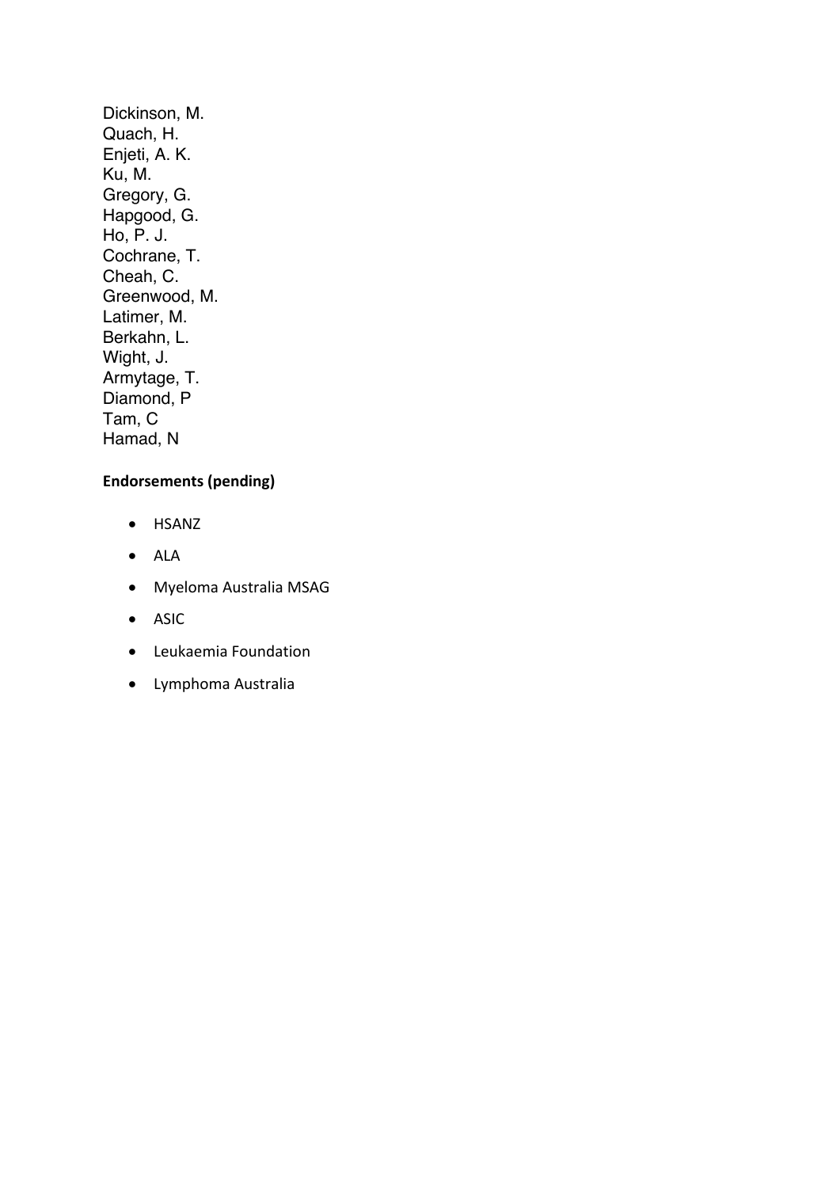Dickinson, M.
Quach, H.
Enjeti, A. K.
Ku, M.
Gregory, G.
Hapgood, G.
Ho, P. J.
Cochrane, T.
Cheah, C.
Greenwood, M.
Latimer, M.
Berkahn, L.
Wight, J.
Armytage, T.
Diamond, P
Tam, C
Hamad, N

**Endorsements (pending)**

- HSANZ
- ALA
- Myeloma Australia MSAG
- ASIC
- Leukaemia Foundation
- Lymphoma Australia